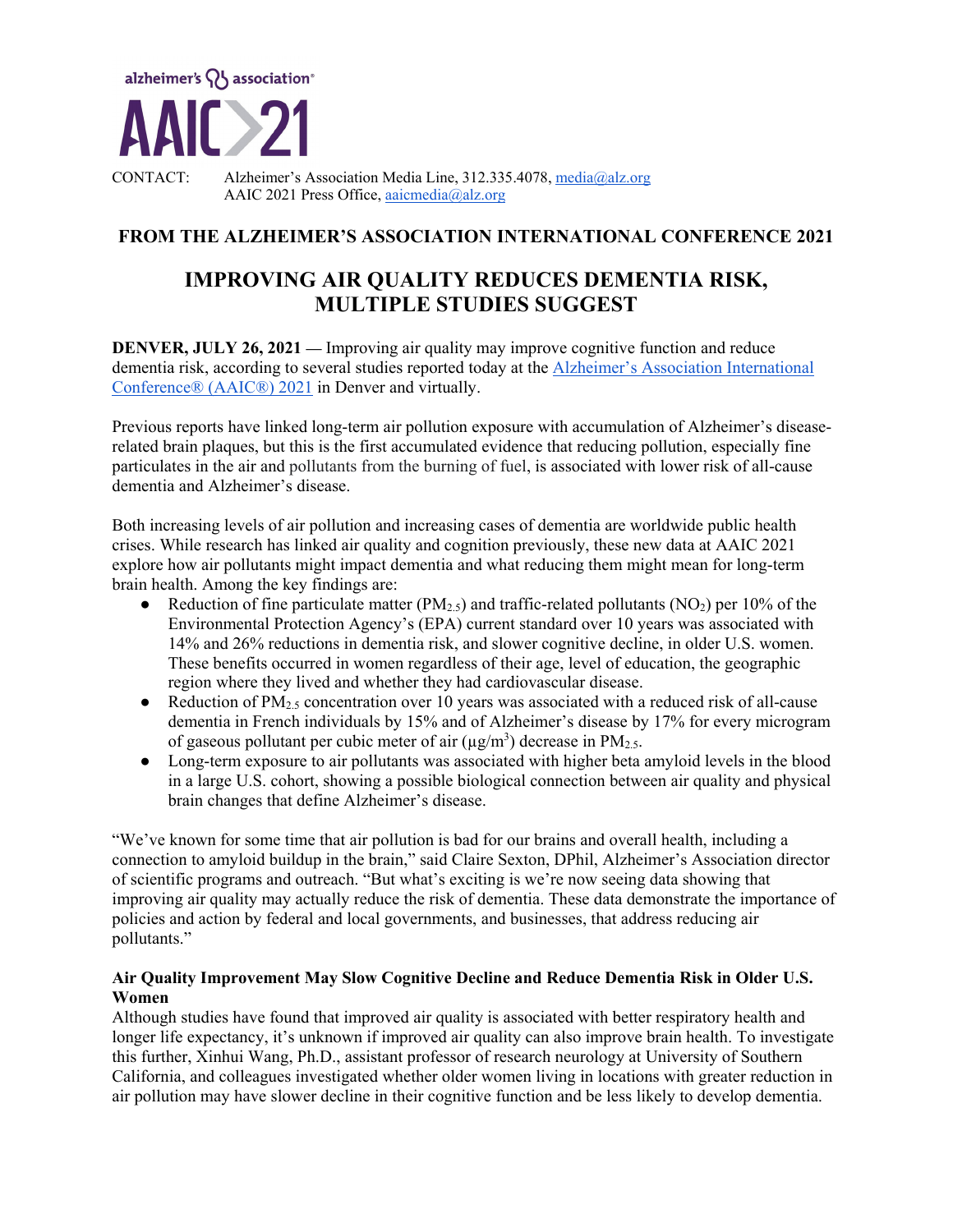alzheimer's association®

# AAIC 21

CONTACT: Alzheimer's Association Media Line, 312.335.4078, media@alz.org
AAIC 2021 Press Office, aaicmedia@alz.org

**FROM THE ALZHEIMER'S ASSOCIATION INTERNATIONAL CONFERENCE 2021**

## IMPROVING AIR QUALITY REDUCES DEMENTIA RISK, MULTIPLE STUDIES SUGGEST

**DENVER, JULY 26, 2021 —** Improving air quality may improve cognitive function and reduce dementia risk, according to several studies reported today at the Alzheimer's Association International Conference® (AAIC®) 2021 in Denver and virtually.

Previous reports have linked long-term air pollution exposure with accumulation of Alzheimer's disease-related brain plaques, but this is the first accumulated evidence that reducing pollution, especially fine particulates in the air and pollutants from the burning of fuel, is associated with lower risk of all-cause dementia and Alzheimer's disease.

Both increasing levels of air pollution and increasing cases of dementia are worldwide public health crises. While research has linked air quality and cognition previously, these new data at AAIC 2021 explore how air pollutants might impact dementia and what reducing them might mean for long-term brain health. Among the key findings are:

- Reduction of fine particulate matter ($PM_{2.5}$) and traffic-related pollutants ($NO_2$) per 10% of the Environmental Protection Agency's (EPA) current standard over 10 years was associated with 14% and 26% reductions in dementia risk, and slower cognitive decline, in older U.S. women. These benefits occurred in women regardless of their age, level of education, the geographic region where they lived and whether they had cardiovascular disease.
- Reduction of $PM_{2.5}$ concentration over 10 years was associated with a reduced risk of all-cause dementia in French individuals by 15% and of Alzheimer's disease by 17% for every microgram of gaseous pollutant per cubic meter of air ($\mu g/m^3$) decrease in $PM_{2.5}$.
- Long-term exposure to air pollutants was associated with higher beta amyloid levels in the blood in a large U.S. cohort, showing a possible biological connection between air quality and physical brain changes that define Alzheimer's disease.

"We've known for some time that air pollution is bad for our brains and overall health, including a connection to amyloid buildup in the brain," said Claire Sexton, DPhil, Alzheimer's Association director of scientific programs and outreach. "But what's exciting is we're now seeing data showing that improving air quality may actually reduce the risk of dementia. These data demonstrate the importance of policies and action by federal and local governments, and businesses, that address reducing air pollutants."

### Air Quality Improvement May Slow Cognitive Decline and Reduce Dementia Risk in Older U.S. Women

Although studies have found that improved air quality is associated with better respiratory health and longer life expectancy, it's unknown if improved air quality can also improve brain health. To investigate this further, Xinhui Wang, Ph.D., assistant professor of research neurology at University of Southern California, and colleagues investigated whether older women living in locations with greater reduction in air pollution may have slower decline in their cognitive function and be less likely to develop dementia.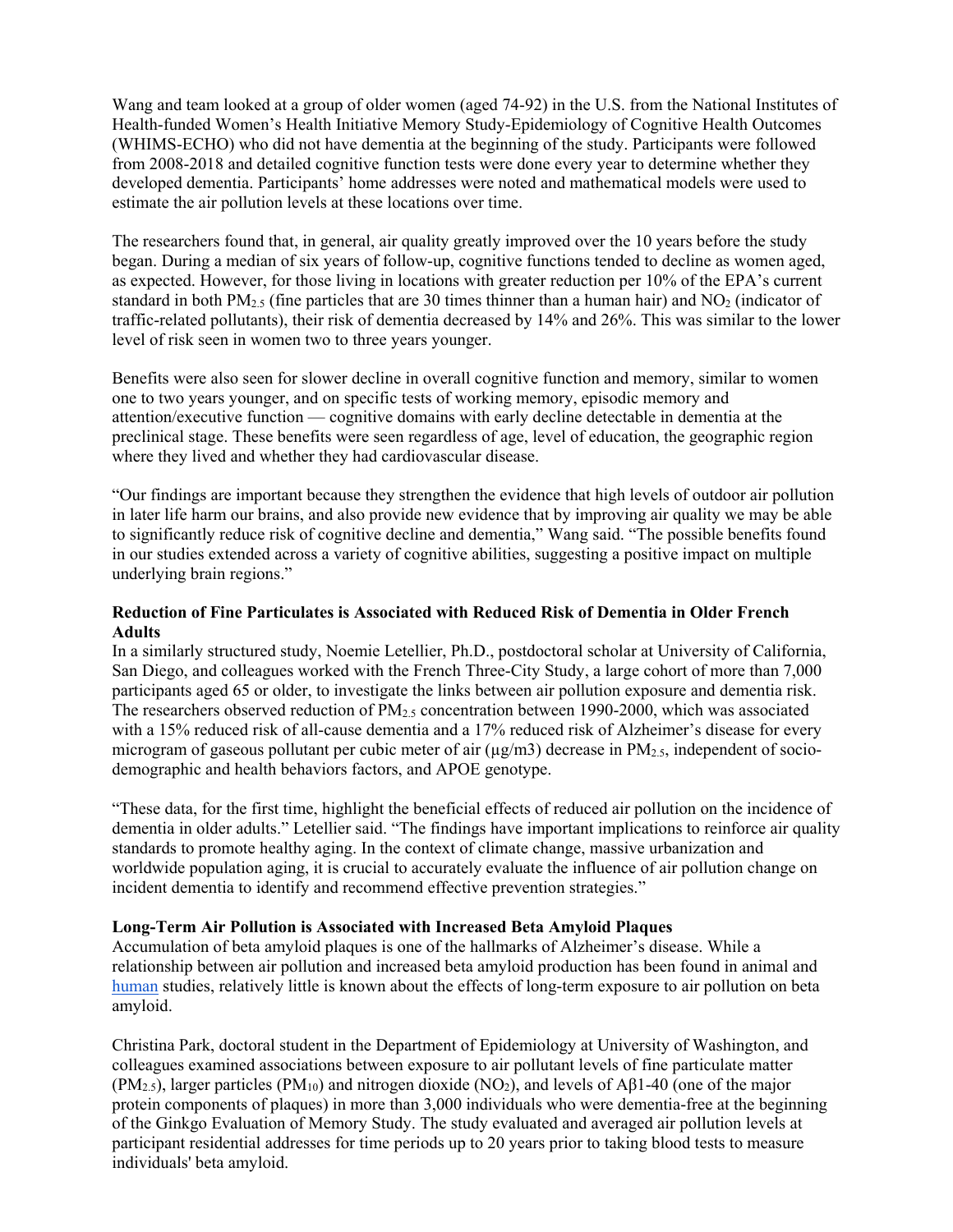Wang and team looked at a group of older women (aged 74-92) in the U.S. from the National Institutes of Health-funded Women's Health Initiative Memory Study-Epidemiology of Cognitive Health Outcomes (WHIMS-ECHO) who did not have dementia at the beginning of the study. Participants were followed from 2008-2018 and detailed cognitive function tests were done every year to determine whether they developed dementia. Participants' home addresses were noted and mathematical models were used to estimate the air pollution levels at these locations over time.

The researchers found that, in general, air quality greatly improved over the 10 years before the study began. During a median of six years of follow-up, cognitive functions tended to decline as women aged, as expected. However, for those living in locations with greater reduction per 10% of the EPA's current standard in both $PM_{2.5}$ (fine particles that are 30 times thinner than a human hair) and $NO_2$ (indicator of traffic-related pollutants), their risk of dementia decreased by 14% and 26%. This was similar to the lower level of risk seen in women two to three years younger.

Benefits were also seen for slower decline in overall cognitive function and memory, similar to women one to two years younger, and on specific tests of working memory, episodic memory and attention/executive function — cognitive domains with early decline detectable in dementia at the preclinical stage. These benefits were seen regardless of age, level of education, the geographic region where they lived and whether they had cardiovascular disease.

"Our findings are important because they strengthen the evidence that high levels of outdoor air pollution in later life harm our brains, and also provide new evidence that by improving air quality we may be able to significantly reduce risk of cognitive decline and dementia," Wang said. "The possible benefits found in our studies extended across a variety of cognitive abilities, suggesting a positive impact on multiple underlying brain regions."

**Reduction of Fine Particulates is Associated with Reduced Risk of Dementia in Older French Adults**

In a similarly structured study, Noemie Letellier, Ph.D., postdoctoral scholar at University of California, San Diego, and colleagues worked with the French Three-City Study, a large cohort of more than 7,000 participants aged 65 or older, to investigate the links between air pollution exposure and dementia risk. The researchers observed reduction of $PM_{2.5}$ concentration between 1990-2000, which was associated with a 15% reduced risk of all-cause dementia and a 17% reduced risk of Alzheimer's disease for every microgram of gaseous pollutant per cubic meter of air (µg/m3) decrease in $PM_{2.5}$, independent of socio-demographic and health behaviors factors, and APOE genotype.

"These data, for the first time, highlight the beneficial effects of reduced air pollution on the incidence of dementia in older adults." Letellier said. "The findings have important implications to reinforce air quality standards to promote healthy aging. In the context of climate change, massive urbanization and worldwide population aging, it is crucial to accurately evaluate the influence of air pollution change on incident dementia to identify and recommend effective prevention strategies."

**Long-Term Air Pollution is Associated with Increased Beta Amyloid Plaques**

Accumulation of beta amyloid plaques is one of the hallmarks of Alzheimer's disease. While a relationship between air pollution and increased beta amyloid production has been found in animal and human studies, relatively little is known about the effects of long-term exposure to air pollution on beta amyloid.

Christina Park, doctoral student in the Department of Epidemiology at University of Washington, and colleagues examined associations between exposure to air pollutant levels of fine particulate matter ($PM_{2.5}$), larger particles ($PM_{10}$) and nitrogen dioxide ($NO_2$), and levels of Aβ1-40 (one of the major protein components of plaques) in more than 3,000 individuals who were dementia-free at the beginning of the Ginkgo Evaluation of Memory Study. The study evaluated and averaged air pollution levels at participant residential addresses for time periods up to 20 years prior to taking blood tests to measure individuals' beta amyloid.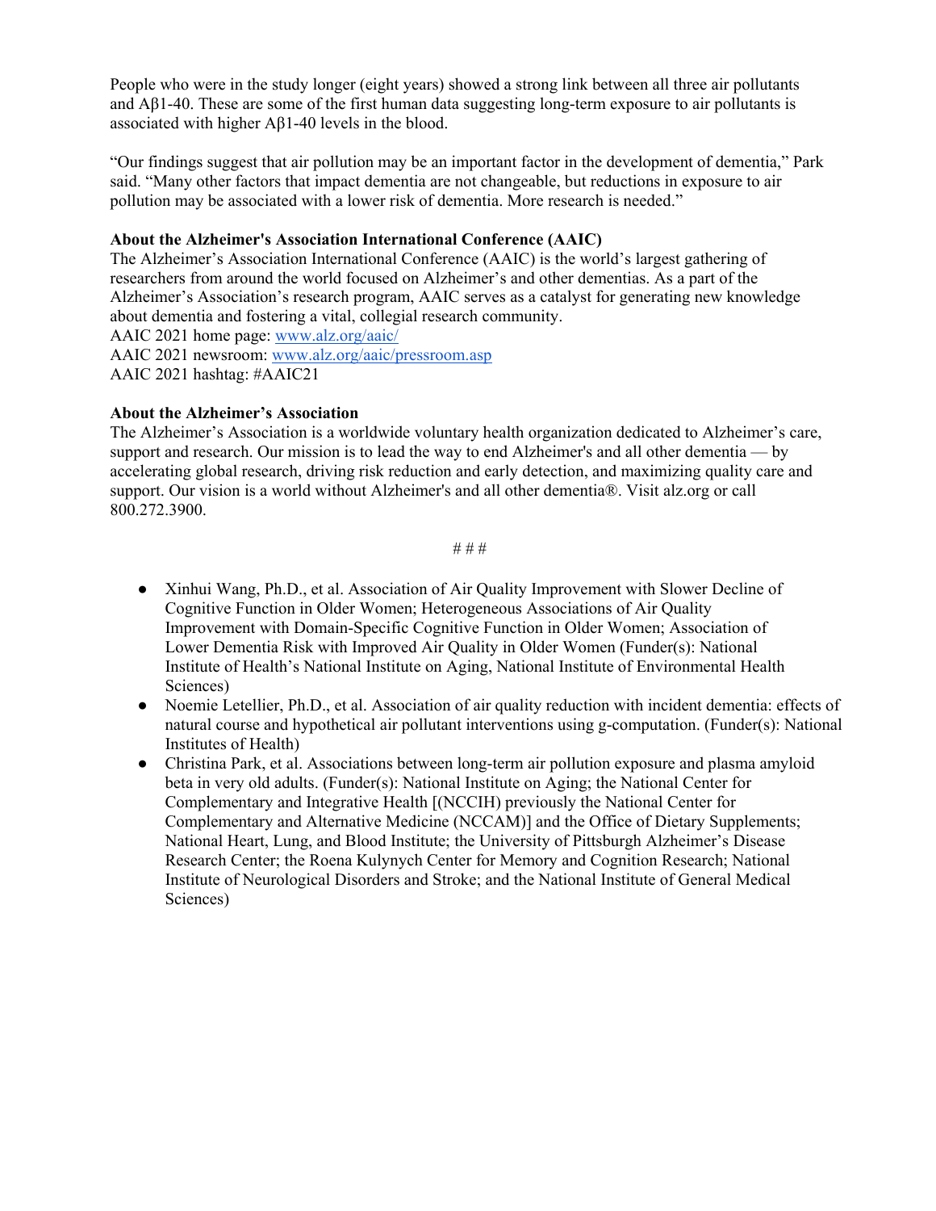People who were in the study longer (eight years) showed a strong link between all three air pollutants and Aβ1-40. These are some of the first human data suggesting long-term exposure to air pollutants is associated with higher Aβ1-40 levels in the blood.

"Our findings suggest that air pollution may be an important factor in the development of dementia," Park said. "Many other factors that impact dementia are not changeable, but reductions in exposure to air pollution may be associated with a lower risk of dementia. More research is needed."

**About the Alzheimer's Association International Conference (AAIC)**
The Alzheimer's Association International Conference (AAIC) is the world's largest gathering of researchers from around the world focused on Alzheimer's and other dementias. As a part of the Alzheimer's Association's research program, AAIC serves as a catalyst for generating new knowledge about dementia and fostering a vital, collegial research community.
AAIC 2021 home page: [www.alz.org/aaic/](www.alz.org/aaic/)
AAIC 2021 newsroom: [www.alz.org/aaic/pressroom.asp](www.alz.org/aaic/pressroom.asp)
AAIC 2021 hashtag: #AAIC21

**About the Alzheimer's Association**
The Alzheimer's Association is a worldwide voluntary health organization dedicated to Alzheimer's care, support and research. Our mission is to lead the way to end Alzheimer's and all other dementia — by accelerating global research, driving risk reduction and early detection, and maximizing quality care and support. Our vision is a world without Alzheimer's and all other dementia®. Visit alz.org or call 800.272.3900.

# # #

- Xinhui Wang, Ph.D., et al. Association of Air Quality Improvement with Slower Decline of Cognitive Function in Older Women; Heterogeneous Associations of Air Quality Improvement with Domain-Specific Cognitive Function in Older Women; Association of Lower Dementia Risk with Improved Air Quality in Older Women (Funder(s): National Institute of Health's National Institute on Aging, National Institute of Environmental Health Sciences)
- Noemie Letellier, Ph.D., et al. Association of air quality reduction with incident dementia: effects of natural course and hypothetical air pollutant interventions using g-computation. (Funder(s): National Institutes of Health)
- Christina Park, et al. Associations between long-term air pollution exposure and plasma amyloid beta in very old adults. (Funder(s): National Institute on Aging; the National Center for Complementary and Integrative Health [(NCCIH) previously the National Center for Complementary and Alternative Medicine (NCCAM)] and the Office of Dietary Supplements; National Heart, Lung, and Blood Institute; the University of Pittsburgh Alzheimer's Disease Research Center; the Roena Kulynych Center for Memory and Cognition Research; National Institute of Neurological Disorders and Stroke; and the National Institute of General Medical Sciences)